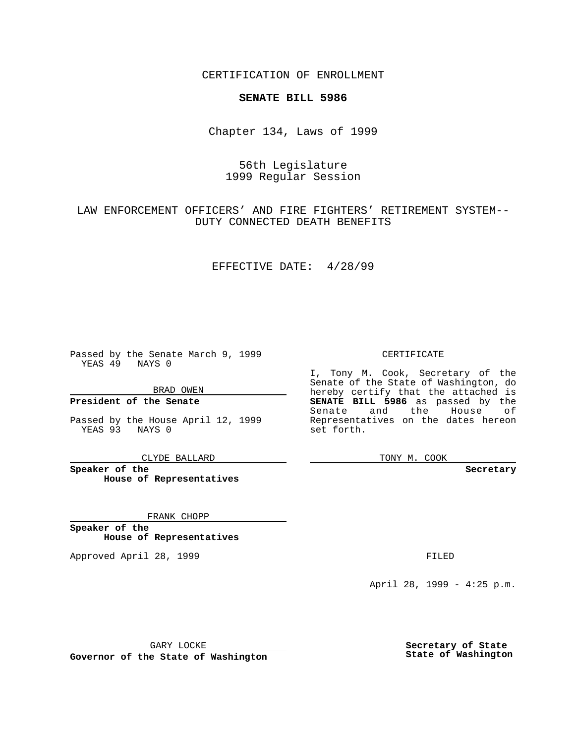CERTIFICATION OF ENROLLMENT

**SENATE BILL 5986**

Chapter 134, Laws of 1999

56th Legislature
1999 Regular Session

LAW ENFORCEMENT OFFICERS' AND FIRE FIGHTERS' RETIREMENT SYSTEM--DUTY CONNECTED DEATH BENEFITS

EFFECTIVE DATE: 4/28/99

Passed by the Senate March 9, 1999
YEAS 49 NAYS 0

BRAD OWEN

**President of the Senate**

Passed by the House April 12, 1999
YEAS 93 NAYS 0

CLYDE BALLARD

**Speaker of the House of Representatives**

FRANK CHOPP

**Speaker of the House of Representatives**

Approved April 28, 1999

GARY LOCKE

**Governor of the State of Washington**

CERTIFICATE

I, Tony M. Cook, Secretary of the Senate of the State of Washington, do hereby certify that the attached is **SENATE BILL 5986** as passed by the Senate and the House of Representatives on the dates hereon set forth.

TONY M. COOK

**Secretary**

FILED

April 28, 1999 - 4:25 p.m.

**Secretary of State**
**State of Washington**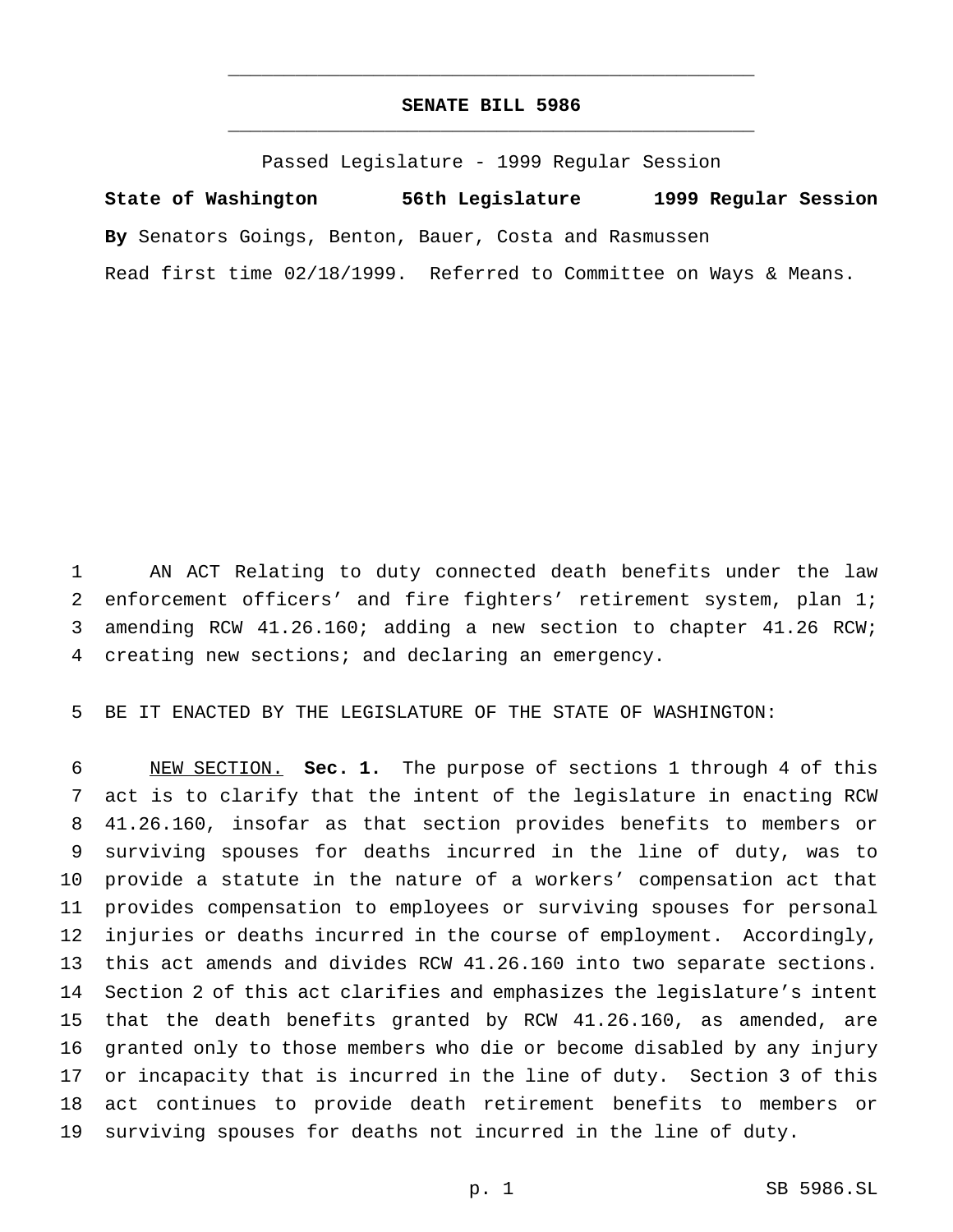# SENATE BILL 5986

Passed Legislature - 1999 Regular Session

**State of Washington 56th Legislature 1999 Regular Session**

**By** Senators Goings, Benton, Bauer, Costa and Rasmussen

Read first time 02/18/1999. Referred to Committee on Ways & Means.

AN ACT Relating to duty connected death benefits under the law enforcement officers' and fire fighters' retirement system, plan 1; amending RCW 41.26.160; adding a new section to chapter 41.26 RCW; creating new sections; and declaring an emergency.

BE IT ENACTED BY THE LEGISLATURE OF THE STATE OF WASHINGTON:

NEW SECTION. **Sec. 1.** The purpose of sections 1 through 4 of this act is to clarify that the intent of the legislature in enacting RCW 41.26.160, insofar as that section provides benefits to members or surviving spouses for deaths incurred in the line of duty, was to provide a statute in the nature of a workers' compensation act that provides compensation to employees or surviving spouses for personal injuries or deaths incurred in the course of employment. Accordingly, this act amends and divides RCW 41.26.160 into two separate sections. Section 2 of this act clarifies and emphasizes the legislature's intent that the death benefits granted by RCW 41.26.160, as amended, are granted only to those members who die or become disabled by any injury or incapacity that is incurred in the line of duty. Section 3 of this act continues to provide death retirement benefits to members or surviving spouses for deaths not incurred in the line of duty.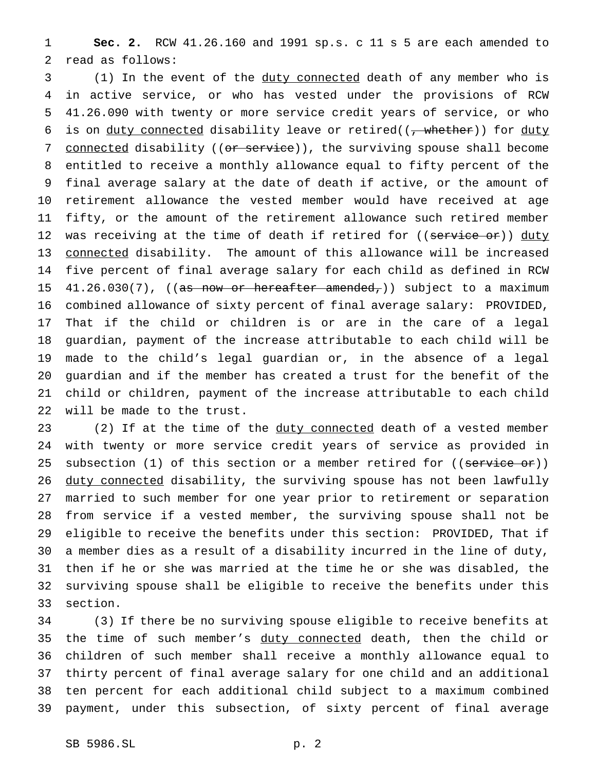**Sec. 2.** RCW 41.26.160 and 1991 sp.s. c 11 s 5 are each amended to read as follows:

(1) In the event of the duty connected death of any member who is in active service, or who has vested under the provisions of RCW 41.26.090 with twenty or more service credit years of service, or who is on duty connected disability leave or retired((~~, whether~~)) for duty connected disability ((~~or service~~)), the surviving spouse shall become entitled to receive a monthly allowance equal to fifty percent of the final average salary at the date of death if active, or the amount of retirement allowance the vested member would have received at age fifty, or the amount of the retirement allowance such retired member was receiving at the time of death if retired for ((~~service or~~)) duty connected disability. The amount of this allowance will be increased five percent of final average salary for each child as defined in RCW 41.26.030(7), ((~~as now or hereafter amended,~~)) subject to a maximum combined allowance of sixty percent of final average salary: PROVIDED, That if the child or children is or are in the care of a legal guardian, payment of the increase attributable to each child will be made to the child's legal guardian or, in the absence of a legal guardian and if the member has created a trust for the benefit of the child or children, payment of the increase attributable to each child will be made to the trust.

(2) If at the time of the duty connected death of a vested member with twenty or more service credit years of service as provided in subsection (1) of this section or a member retired for ((~~service or~~)) duty connected disability, the surviving spouse has not been lawfully married to such member for one year prior to retirement or separation from service if a vested member, the surviving spouse shall not be eligible to receive the benefits under this section: PROVIDED, That if a member dies as a result of a disability incurred in the line of duty, then if he or she was married at the time he or she was disabled, the surviving spouse shall be eligible to receive the benefits under this section.

(3) If there be no surviving spouse eligible to receive benefits at the time of such member's duty connected death, then the child or children of such member shall receive a monthly allowance equal to thirty percent of final average salary for one child and an additional ten percent for each additional child subject to a maximum combined payment, under this subsection, of sixty percent of final average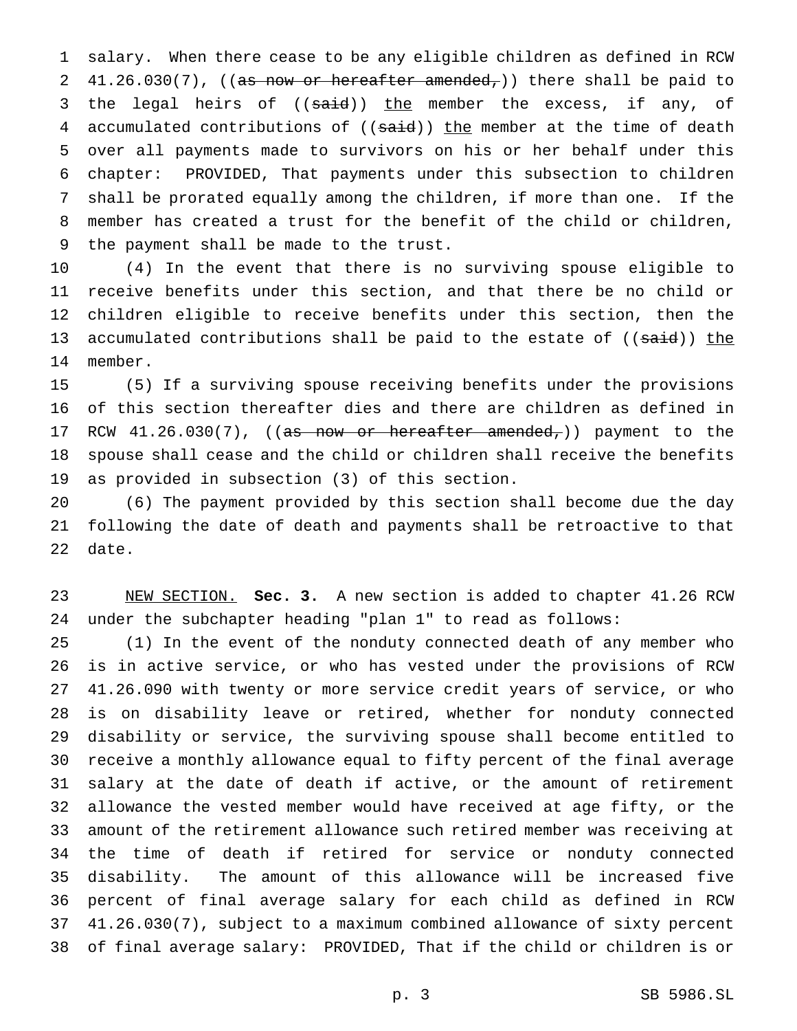salary. When there cease to be any eligible children as defined in RCW 41.26.030(7), ((~~as now or hereafter amended,~~)) there shall be paid to the legal heirs of ((~~said~~)) <u>the</u> member the excess, if any, of accumulated contributions of ((~~said~~)) <u>the</u> member at the time of death over all payments made to survivors on his or her behalf under this chapter: PROVIDED, That payments under this subsection to children shall be prorated equally among the children, if more than one. If the member has created a trust for the benefit of the child or children, the payment shall be made to the trust.

(4) In the event that there is no surviving spouse eligible to receive benefits under this section, and that there be no child or children eligible to receive benefits under this section, then the accumulated contributions shall be paid to the estate of ((~~said~~)) <u>the</u> member.

(5) If a surviving spouse receiving benefits under the provisions of this section thereafter dies and there are children as defined in RCW 41.26.030(7), ((~~as now or hereafter amended,~~)) payment to the spouse shall cease and the child or children shall receive the benefits as provided in subsection (3) of this section.

(6) The payment provided by this section shall become due the day following the date of death and payments shall be retroactive to that date.

<u>NEW SECTION.</u> **Sec. 3.** A new section is added to chapter 41.26 RCW under the subchapter heading "plan 1" to read as follows:

(1) In the event of the nonduty connected death of any member who is in active service, or who has vested under the provisions of RCW 41.26.090 with twenty or more service credit years of service, or who is on disability leave or retired, whether for nonduty connected disability or service, the surviving spouse shall become entitled to receive a monthly allowance equal to fifty percent of the final average salary at the date of death if active, or the amount of retirement allowance the vested member would have received at age fifty, or the amount of the retirement allowance such retired member was receiving at the time of death if retired for service or nonduty connected disability. The amount of this allowance will be increased five percent of final average salary for each child as defined in RCW 41.26.030(7), subject to a maximum combined allowance of sixty percent of final average salary: PROVIDED, That if the child or children is or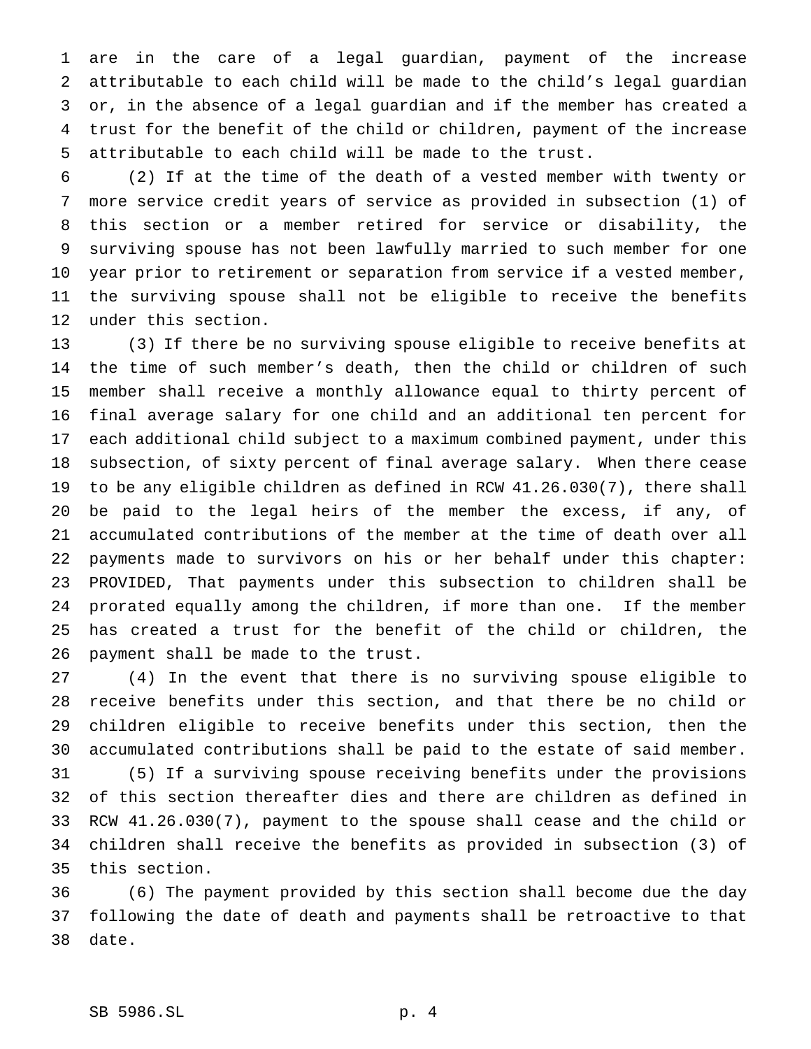are in the care of a legal guardian, payment of the increase attributable to each child will be made to the child's legal guardian or, in the absence of a legal guardian and if the member has created a trust for the benefit of the child or children, payment of the increase attributable to each child will be made to the trust.

(2) If at the time of the death of a vested member with twenty or more service credit years of service as provided in subsection (1) of this section or a member retired for service or disability, the surviving spouse has not been lawfully married to such member for one year prior to retirement or separation from service if a vested member, the surviving spouse shall not be eligible to receive the benefits under this section.

(3) If there be no surviving spouse eligible to receive benefits at the time of such member's death, then the child or children of such member shall receive a monthly allowance equal to thirty percent of final average salary for one child and an additional ten percent for each additional child subject to a maximum combined payment, under this subsection, of sixty percent of final average salary. When there cease to be any eligible children as defined in RCW 41.26.030(7), there shall be paid to the legal heirs of the member the excess, if any, of accumulated contributions of the member at the time of death over all payments made to survivors on his or her behalf under this chapter: PROVIDED, That payments under this subsection to children shall be prorated equally among the children, if more than one. If the member has created a trust for the benefit of the child or children, the payment shall be made to the trust.

(4) In the event that there is no surviving spouse eligible to receive benefits under this section, and that there be no child or children eligible to receive benefits under this section, then the accumulated contributions shall be paid to the estate of said member.

(5) If a surviving spouse receiving benefits under the provisions of this section thereafter dies and there are children as defined in RCW 41.26.030(7), payment to the spouse shall cease and the child or children shall receive the benefits as provided in subsection (3) of this section.

(6) The payment provided by this section shall become due the day following the date of death and payments shall be retroactive to that date.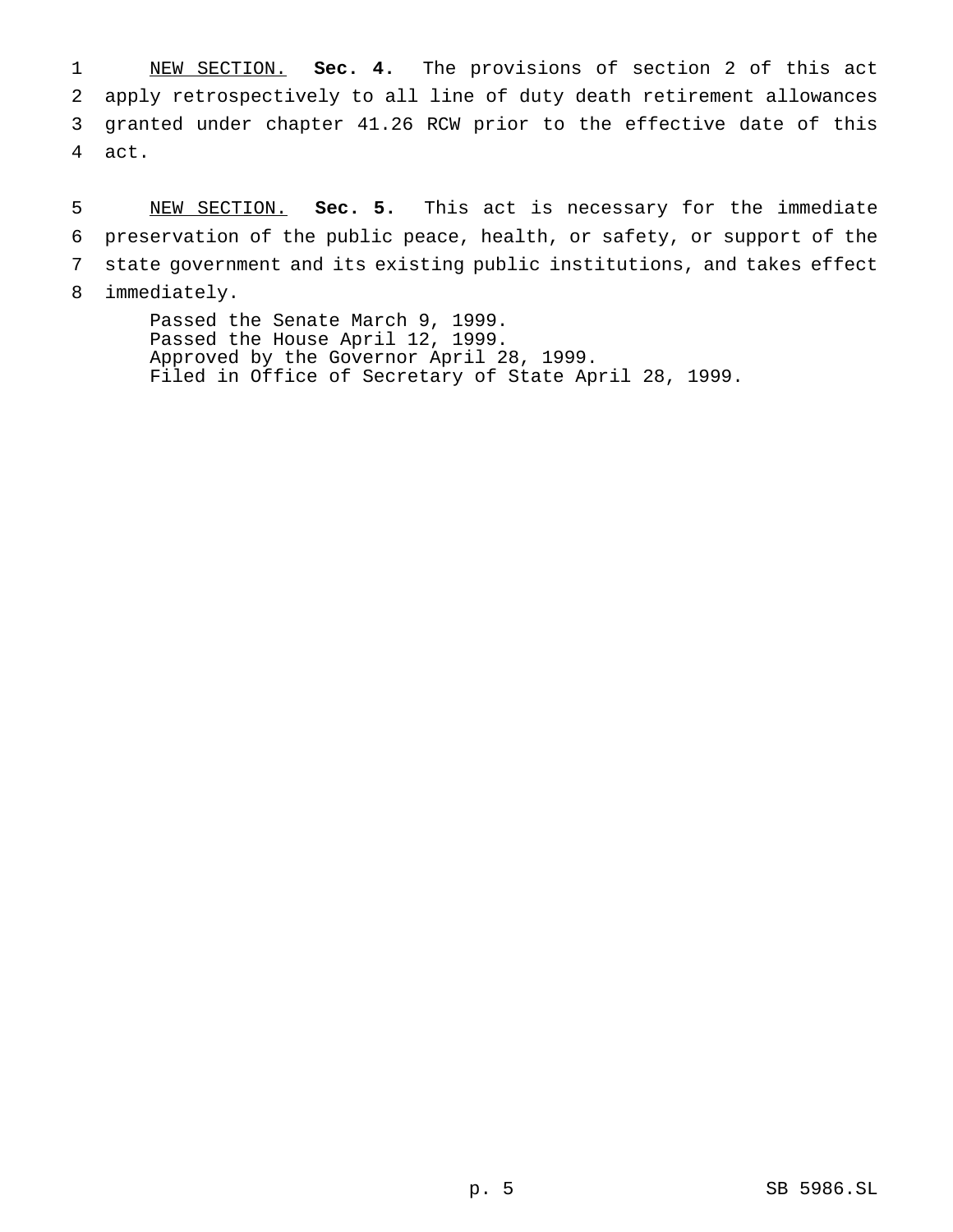NEW SECTION. **Sec. 4.** The provisions of section 2 of this act apply retrospectively to all line of duty death retirement allowances granted under chapter 41.26 RCW prior to the effective date of this act.

NEW SECTION. **Sec. 5.** This act is necessary for the immediate preservation of the public peace, health, or safety, or support of the state government and its existing public institutions, and takes effect immediately.

Passed the Senate March 9, 1999.
Passed the House April 12, 1999.
Approved by the Governor April 28, 1999.
Filed in Office of Secretary of State April 28, 1999.